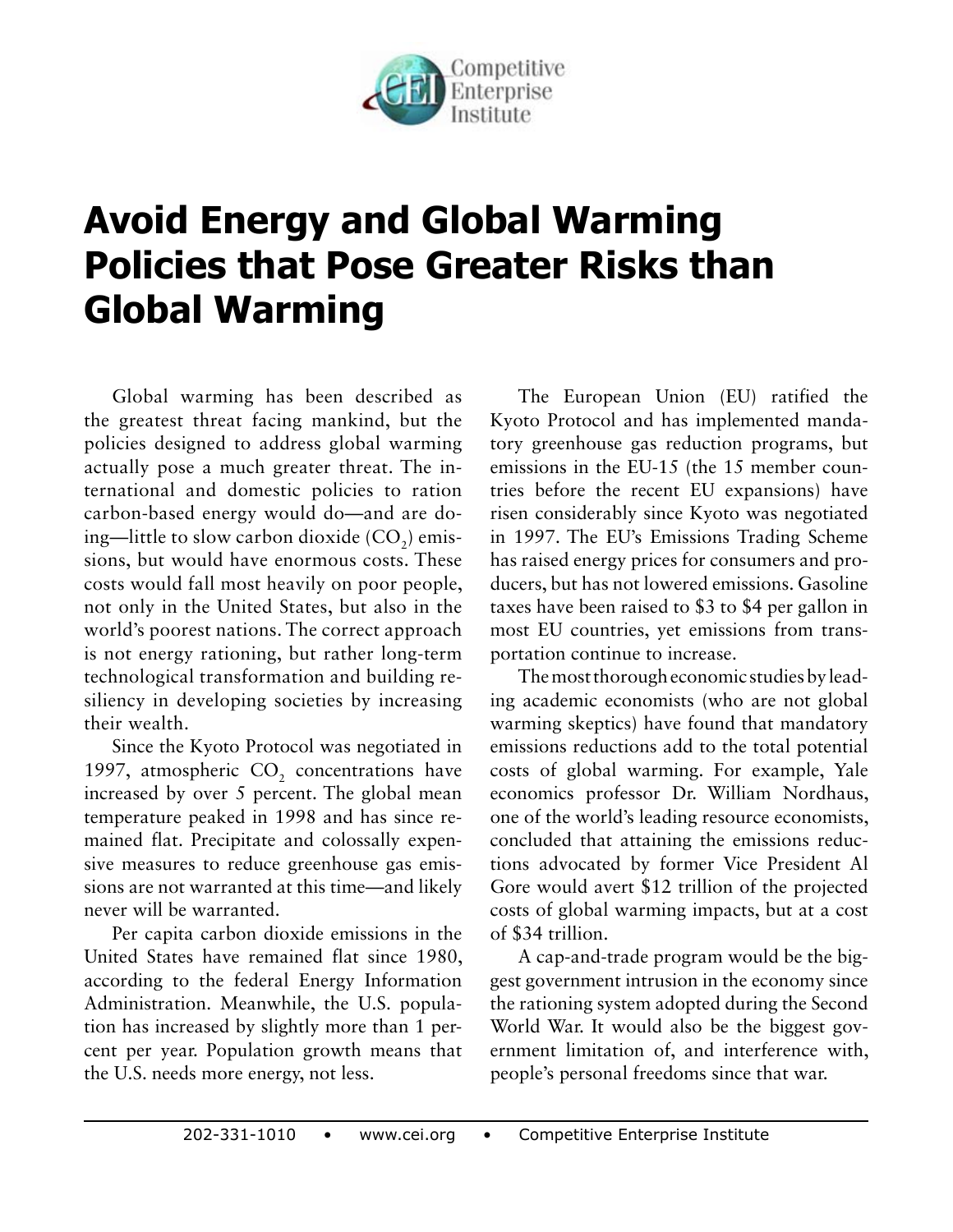# Avoid Energy and Global Warming Policies that Pose Greater Risks than Global Warming

Global warming has been described as the greatest threat facing mankind, but the policies designed to address global warming actually pose a much greater threat. The international and domestic policies to ration carbon-based energy would do—and are doing—little to slow carbon dioxide ($CO_2$) emissions, but would have enormous costs. These costs would fall most heavily on poor people, not only in the United States, but also in the world's poorest nations. The correct approach is not energy rationing, but rather long-term technological transformation and building resiliency in developing societies by increasing their wealth.

Since the Kyoto Protocol was negotiated in 1997, atmospheric $CO_2$ concentrations have increased by over 5 percent. The global mean temperature peaked in 1998 and has since remained flat. Precipitate and colossally expensive measures to reduce greenhouse gas emissions are not warranted at this time—and likely never will be warranted.

Per capita carbon dioxide emissions in the United States have remained flat since 1980, according to the federal Energy Information Administration. Meanwhile, the U.S. population has increased by slightly more than 1 percent per year. Population growth means that the U.S. needs more energy, not less.

The European Union (EU) ratified the Kyoto Protocol and has implemented mandatory greenhouse gas reduction programs, but emissions in the EU-15 (the 15 member countries before the recent EU expansions) have risen considerably since Kyoto was negotiated in 1997. The EU's Emissions Trading Scheme has raised energy prices for consumers and producers, but has not lowered emissions. Gasoline taxes have been raised to $3 to $4 per gallon in most EU countries, yet emissions from transportation continue to increase.

The most thorough economic studies by leading academic economists (who are not global warming skeptics) have found that mandatory emissions reductions add to the total potential costs of global warming. For example, Yale economics professor Dr. William Nordhaus, one of the world's leading resource economists, concluded that attaining the emissions reductions advocated by former Vice President Al Gore would avert $12 trillion of the projected costs of global warming impacts, but at a cost of $34 trillion.

A cap-and-trade program would be the biggest government intrusion in the economy since the rationing system adopted during the Second World War. It would also be the biggest government limitation of, and interference with, people's personal freedoms since that war.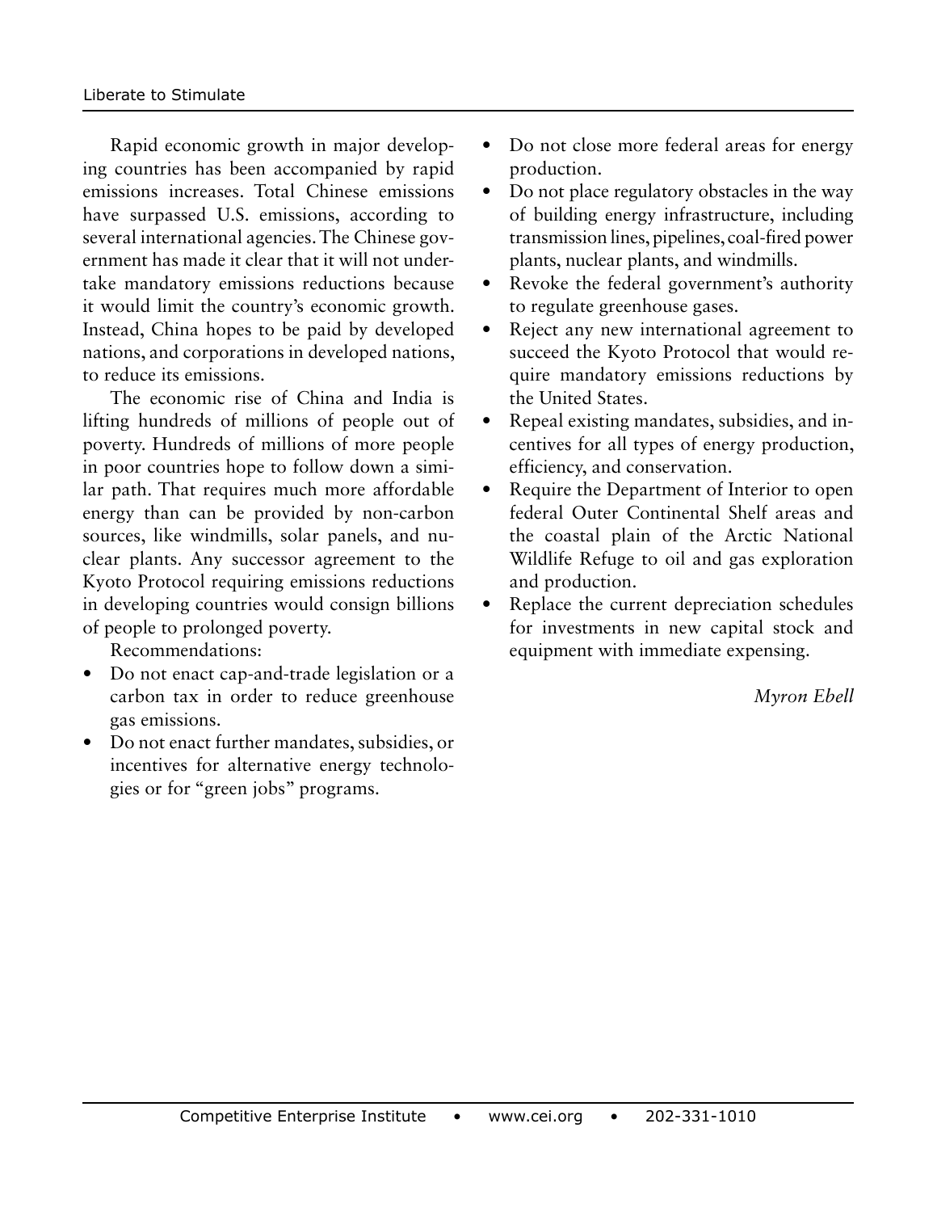Rapid economic growth in major developing countries has been accompanied by rapid emissions increases. Total Chinese emissions have surpassed U.S. emissions, according to several international agencies. The Chinese government has made it clear that it will not undertake mandatory emissions reductions because it would limit the country's economic growth. Instead, China hopes to be paid by developed nations, and corporations in developed nations, to reduce its emissions.

The economic rise of China and India is lifting hundreds of millions of people out of poverty. Hundreds of millions of more people in poor countries hope to follow down a similar path. That requires much more affordable energy than can be provided by non-carbon sources, like windmills, solar panels, and nuclear plants. Any successor agreement to the Kyoto Protocol requiring emissions reductions in developing countries would consign billions of people to prolonged poverty.

Recommendations:

- Do not enact cap-and-trade legislation or a carbon tax in order to reduce greenhouse gas emissions.
- Do not enact further mandates, subsidies, or incentives for alternative energy technologies or for "green jobs" programs.
- Do not close more federal areas for energy production.
- Do not place regulatory obstacles in the way of building energy infrastructure, including transmission lines, pipelines, coal-fired power plants, nuclear plants, and windmills.
- Revoke the federal government's authority to regulate greenhouse gases.
- Reject any new international agreement to succeed the Kyoto Protocol that would require mandatory emissions reductions by the United States.
- Repeal existing mandates, subsidies, and incentives for all types of energy production, efficiency, and conservation.
- Require the Department of Interior to open federal Outer Continental Shelf areas and the coastal plain of the Arctic National Wildlife Refuge to oil and gas exploration and production.
- Replace the current depreciation schedules for investments in new capital stock and equipment with immediate expensing.

*Myron Ebell*